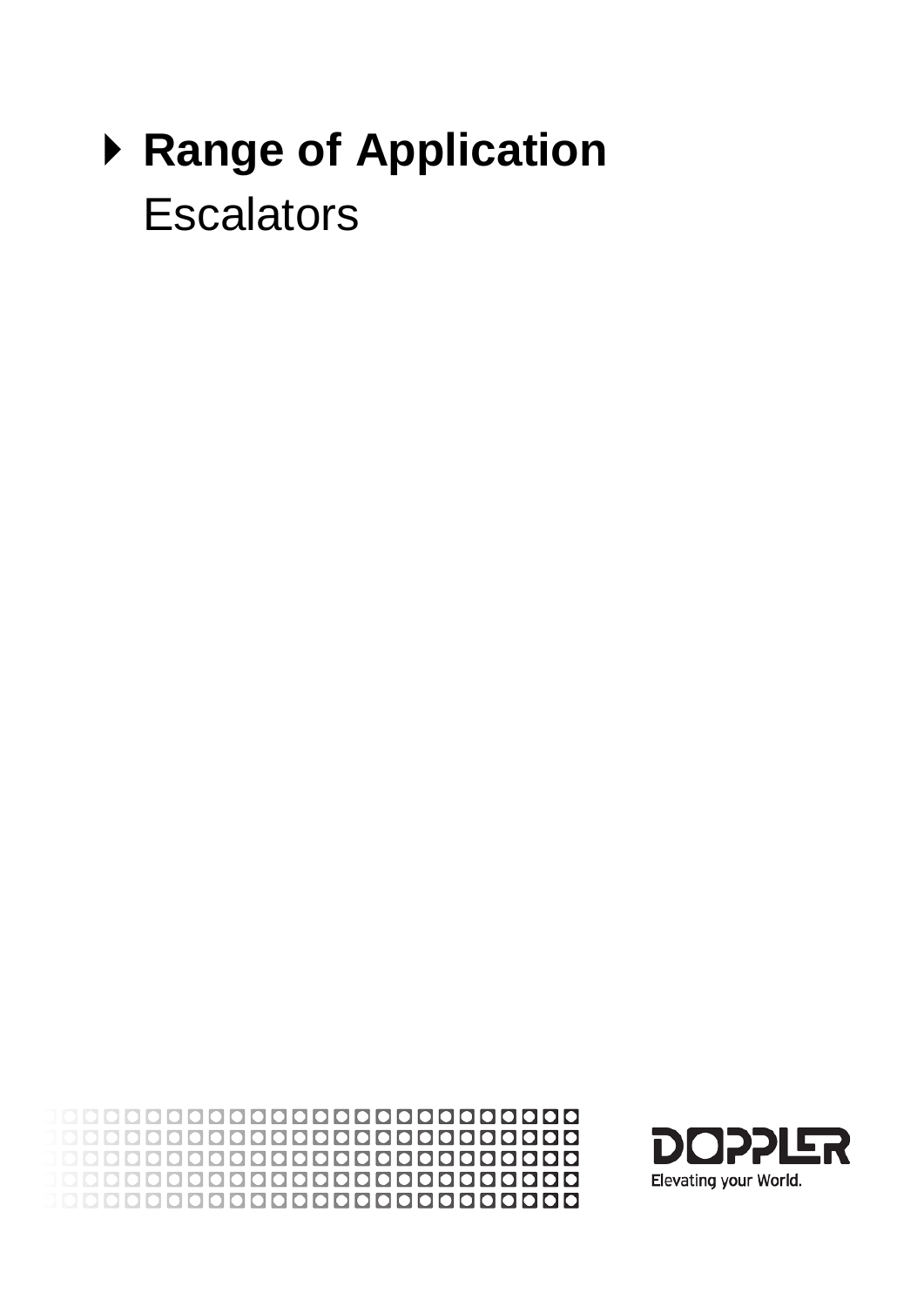## Range of Application

Escalators

DOPPLER

Elevating your World.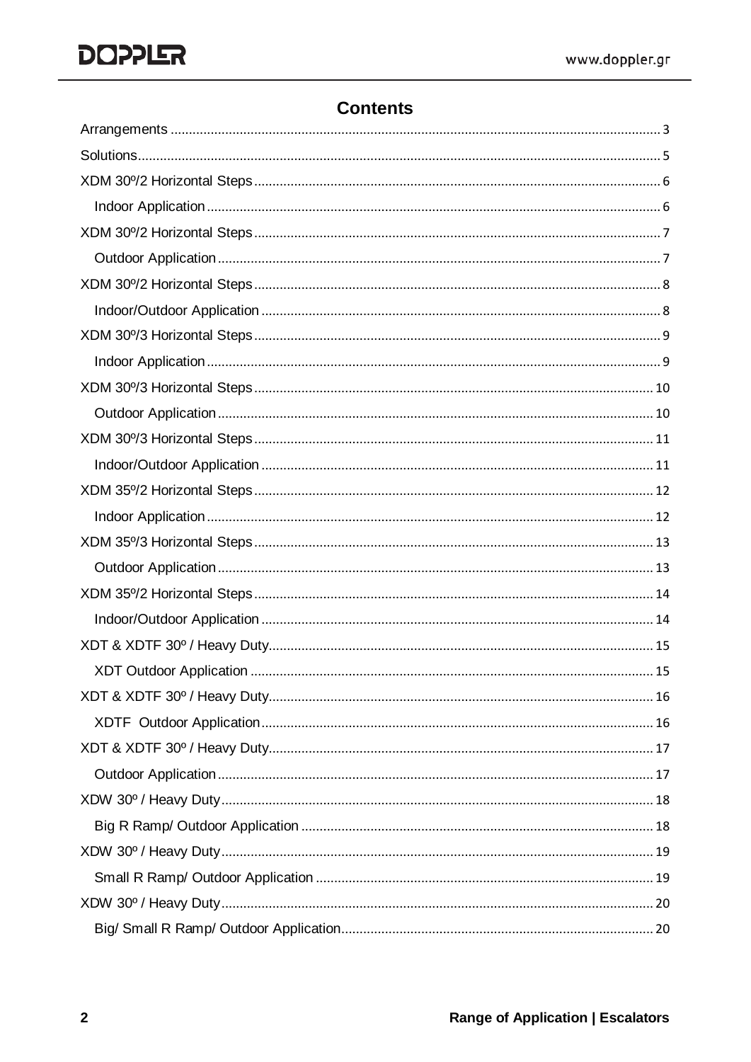# Contents

- Arrangements ..... 3
- Solutions ..... 5
- XDM 30º/2 Horizontal Steps ..... 6
  - Indoor Application ..... 6
- XDM 30º/2 Horizontal Steps ..... 7
  - Outdoor Application ..... 7
- XDM 30º/2 Horizontal Steps ..... 8
  - Indoor/Outdoor Application ..... 8
- XDM 30º/3 Horizontal Steps ..... 9
  - Indoor Application ..... 9
- XDM 30º/3 Horizontal Steps ..... 10
  - Outdoor Application ..... 10
- XDM 30º/3 Horizontal Steps ..... 11
  - Indoor/Outdoor Application ..... 11
- XDM 35º/2 Horizontal Steps ..... 12
  - Indoor Application ..... 12
- XDM 35º/3 Horizontal Steps ..... 13
  - Outdoor Application ..... 13
- XDM 35º/2 Horizontal Steps ..... 14
  - Indoor/Outdoor Application ..... 14
- XDT & XDTF 30º / Heavy Duty ..... 15
  - XDT Outdoor Application ..... 15
- XDT & XDTF 30º / Heavy Duty ..... 16
  - XDTF Outdoor Application ..... 16
- XDT & XDTF 30º / Heavy Duty ..... 17
  - Outdoor Application ..... 17
- XDW 30º / Heavy Duty ..... 18
  - Big R Ramp/ Outdoor Application ..... 18
- XDW 30º / Heavy Duty ..... 19
  - Small R Ramp/ Outdoor Application ..... 19
- XDW 30º / Heavy Duty ..... 20
  - Big/ Small R Ramp/ Outdoor Application ..... 20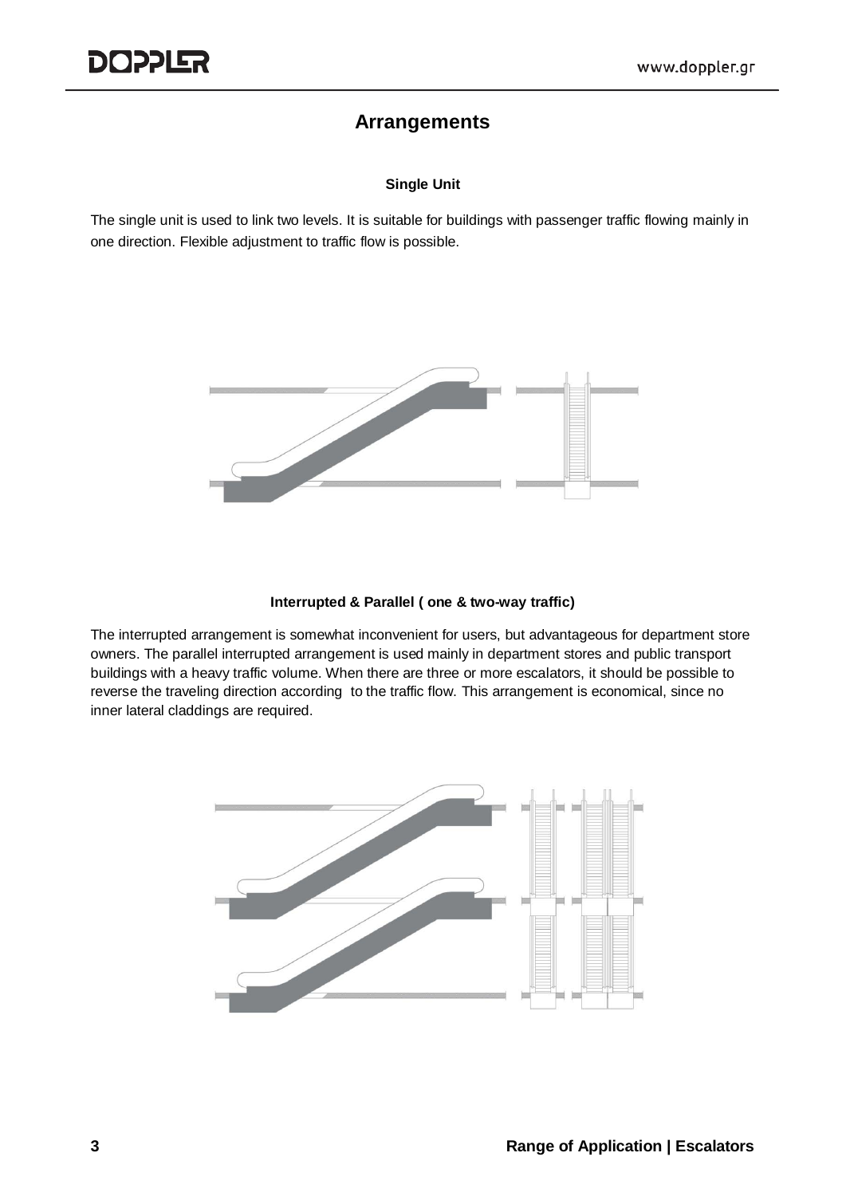# Arrangements

### Single Unit

The single unit is used to link two levels. It is suitable for buildings with passenger traffic flowing mainly in one direction. Flexible adjustment to traffic flow is possible.

### Interrupted & Parallel ( one & two-way traffic)

The interrupted arrangement is somewhat inconvenient for users, but advantageous for department store owners. The parallel interrupted arrangement is used mainly in department stores and public transport buildings with a heavy traffic volume. When there are three or more escalators, it should be possible to reverse the traveling direction according to the traffic flow. This arrangement is economical, since no inner lateral claddings are required.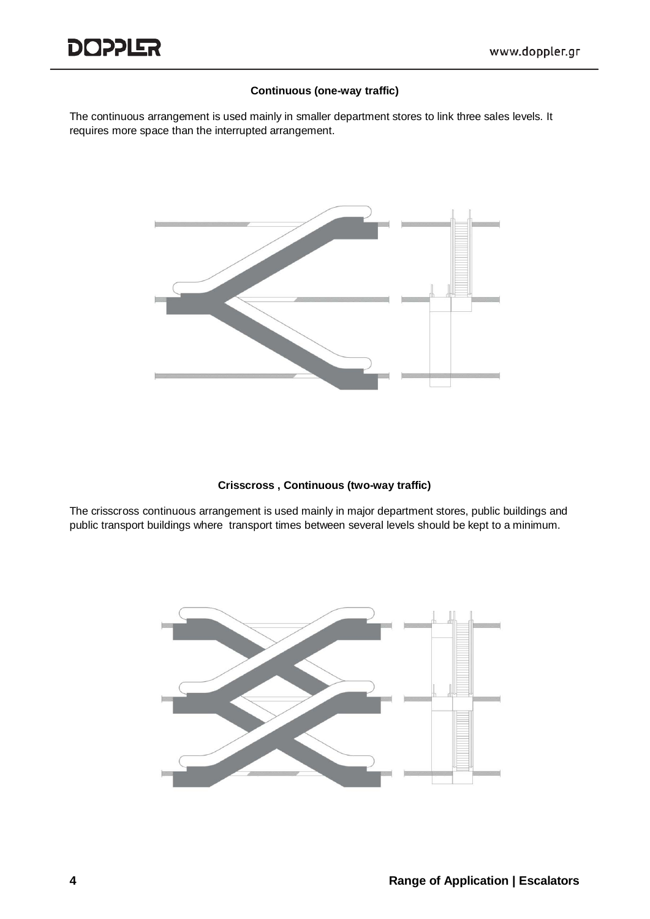### Continuous (one-way traffic)

The continuous arrangement is used mainly in smaller department stores to link three sales levels. It requires more space than the interrupted arrangement.

### Crisscross , Continuous (two-way traffic)

The crisscross continuous arrangement is used mainly in major department stores, public buildings and public transport buildings where transport times between several levels should be kept to a minimum.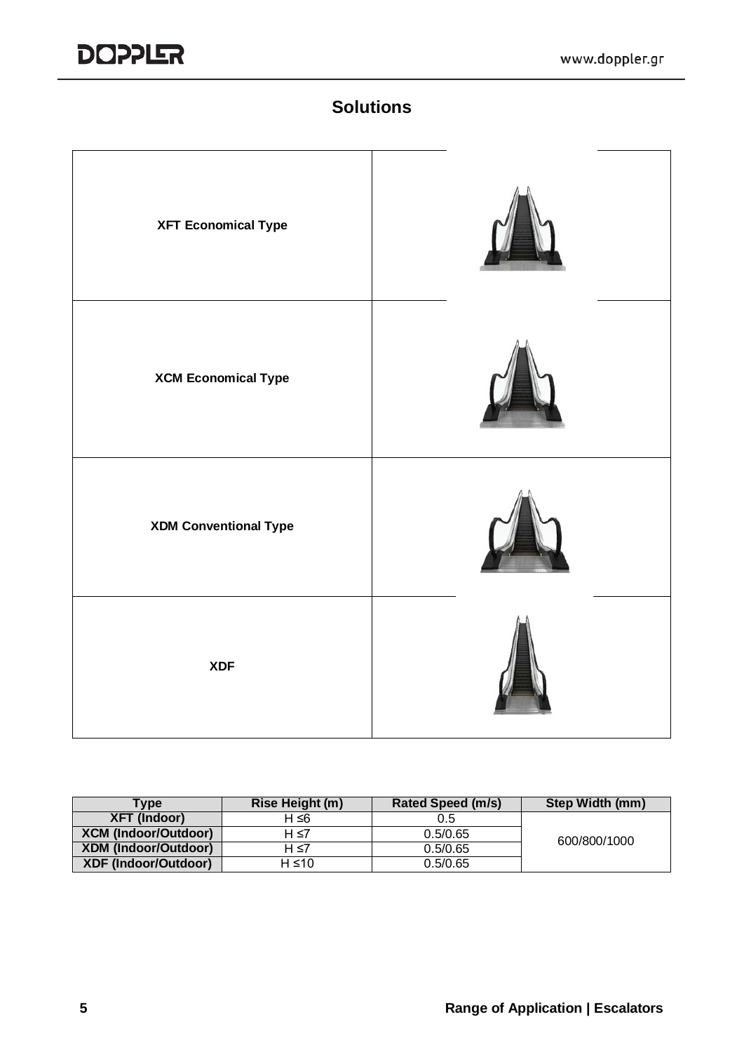## Solutions

| | |
|---|---|
| **XFT Economical Type** | |
| **XCM Economical Type** | |
| **XDM Conventional Type** | |
| **XDF** | |

| Type | Rise Height (m) | Rated Speed (m/s) | Step Width (mm) |
|---|---|---|---|
| **XFT (Indoor)** | H ≤6 | 0.5 | 600/800/1000 |
| **XCM (Indoor/Outdoor)** | H ≤7 | 0.5/0.65 | |
| **XDM (Indoor/Outdoor)** | H ≤7 | 0.5/0.65 | |
| **XDF (Indoor/Outdoor)** | H ≤10 | 0.5/0.65 | |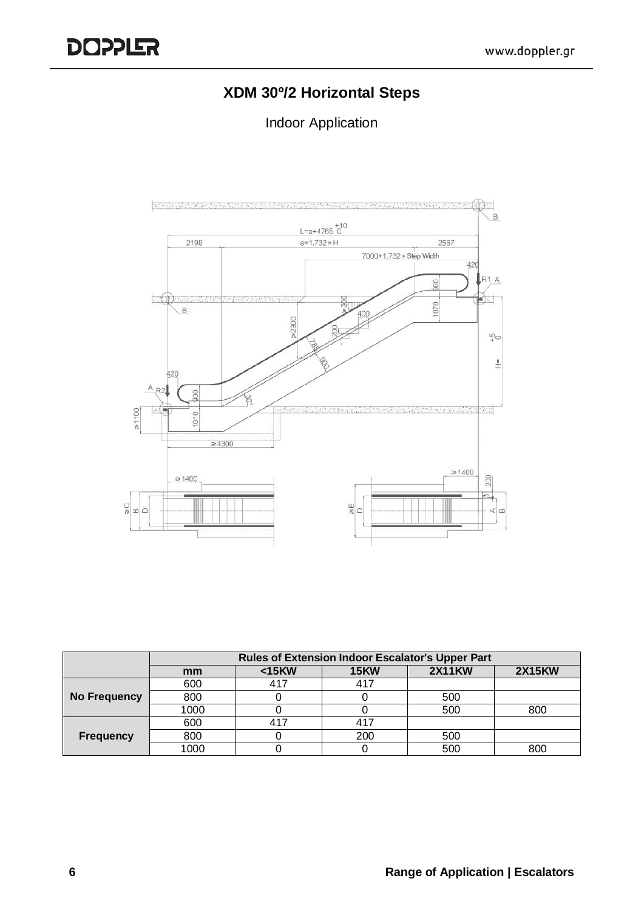# XDM 30º/2 Horizontal Steps

Indoor Application

| | Rules of Extension Indoor Escalator's Upper Part | | | | |
|---|---|---|---|---|---|
| | mm | <15KW | 15KW | 2X11KW | 2X15KW |
| No Frequency | 600 | 417 | 417 | | |
| | 800 | 0 | 0 | 500 | |
| | 1000 | 0 | 0 | 500 | 800 |
| Frequency | 600 | 417 | 417 | | |
| | 800 | 0 | 200 | 500 | |
| | 1000 | 0 | 0 | 500 | 800 |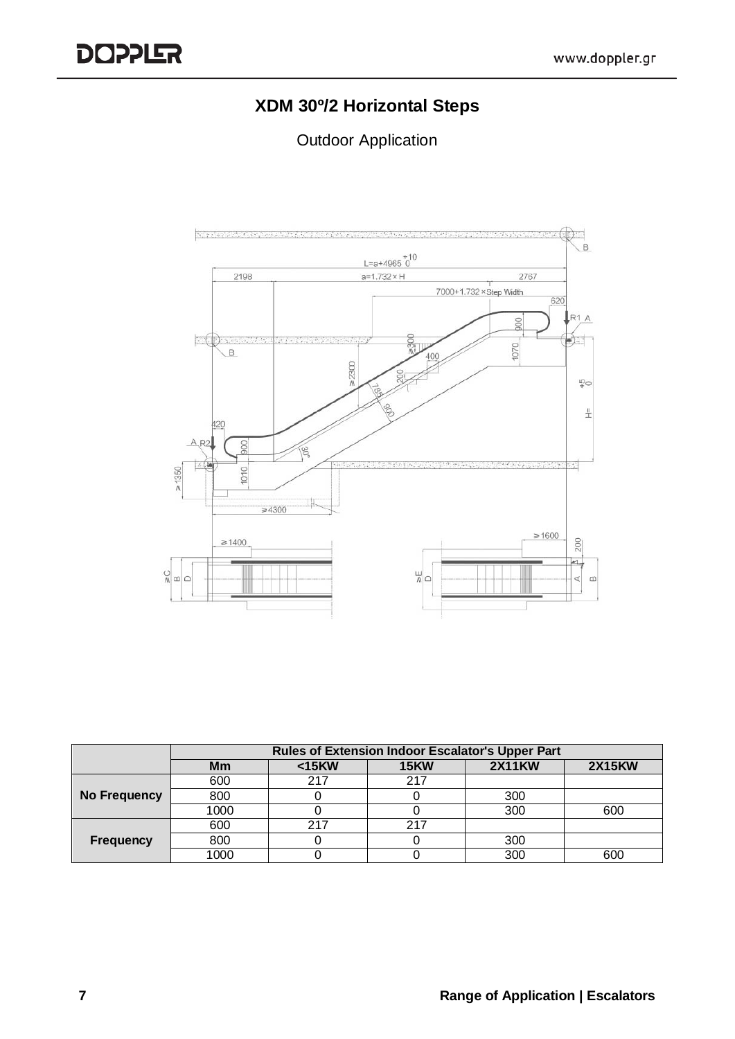## XDM 30º/2 Horizontal Steps

Outdoor Application

| | Rules of Extension Indoor Escalator's Upper Part | | | | |
|---|---|---|---|---|---|
| | **Mm** | **<15KW** | **15KW** | **2X11KW** | **2X15KW** |
| **No Frequency** | 600 | 217 | 217 | | |
| | 800 | 0 | 0 | 300 | |
| | 1000 | 0 | 0 | 300 | 600 |
| **Frequency** | 600 | 217 | 217 | | |
| | 800 | 0 | 0 | 300 | |
| | 1000 | 0 | 0 | 300 | 600 |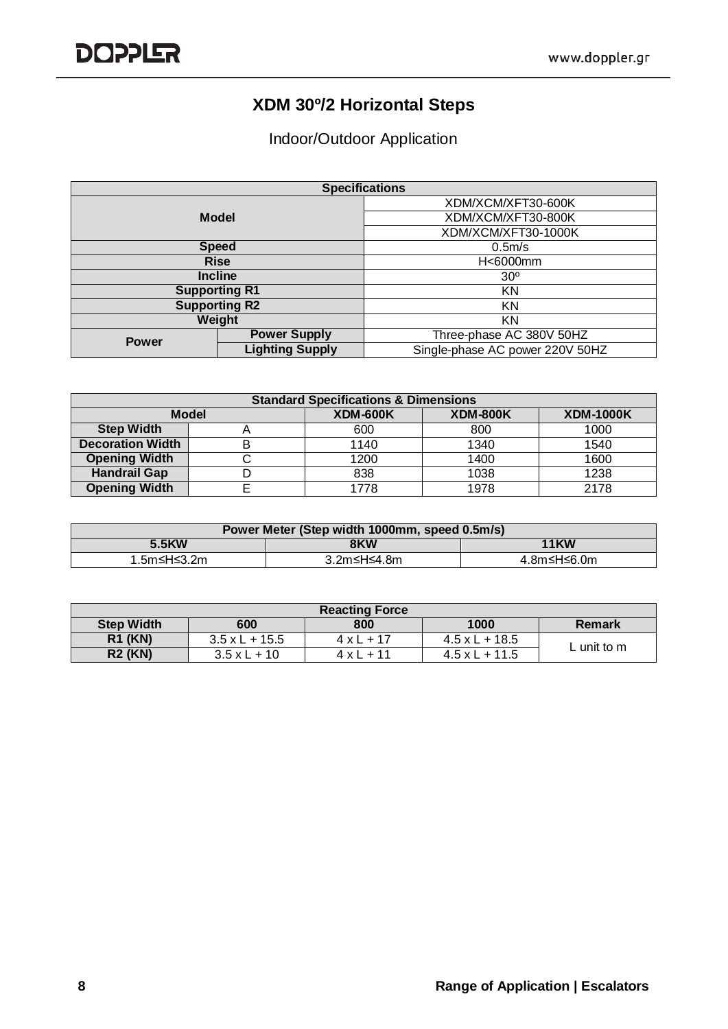# XDM 30º/2 Horizontal Steps

Indoor/Outdoor Application

| Specifications | | |
|---|---|---|
| Model | | XDM/XCM/XFT30-600K |
| | | XDM/XCM/XFT30-800K |
| | | XDM/XCM/XFT30-1000K |
| Speed | | 0.5m/s |
| Rise | | H<6000mm |
| Incline | | 30º |
| Supporting R1 | | KN |
| Supporting R2 | | KN |
| Weight | | KN |
| Power | Power Supply | Three-phase AC 380V 50HZ |
| | Lighting Supply | Single-phase AC power 220V 50HZ |

| Standard Specifications & Dimensions | | | | |
|---|---|---|---|---|
| Model | | XDM-600K | XDM-800K | XDM-1000K |
| Step Width | A | 600 | 800 | 1000 |
| Decoration Width | B | 1140 | 1340 | 1540 |
| Opening Width | C | 1200 | 1400 | 1600 |
| Handrail Gap | D | 838 | 1038 | 1238 |
| Opening Width | E | 1778 | 1978 | 2178 |

| Power Meter (Step width 1000mm, speed 0.5m/s) | | |
|---|---|---|
| 5.5KW | 8KW | 11KW |
| 1.5m≤H≤3.2m | 3.2m≤H≤4.8m | 4.8m≤H≤6.0m |

| Reacting Force | | | | |
|---|---|---|---|---|
| Step Width | 600 | 800 | 1000 | Remark |
| R1 (KN) | 3.5 x L + 15.5 | 4 x L + 17 | 4.5 x L + 18.5 | L unit to m |
| R2 (KN) | 3.5 x L + 10 | 4 x L + 11 | 4.5 x L + 11.5 | |

Range of Application | Escalators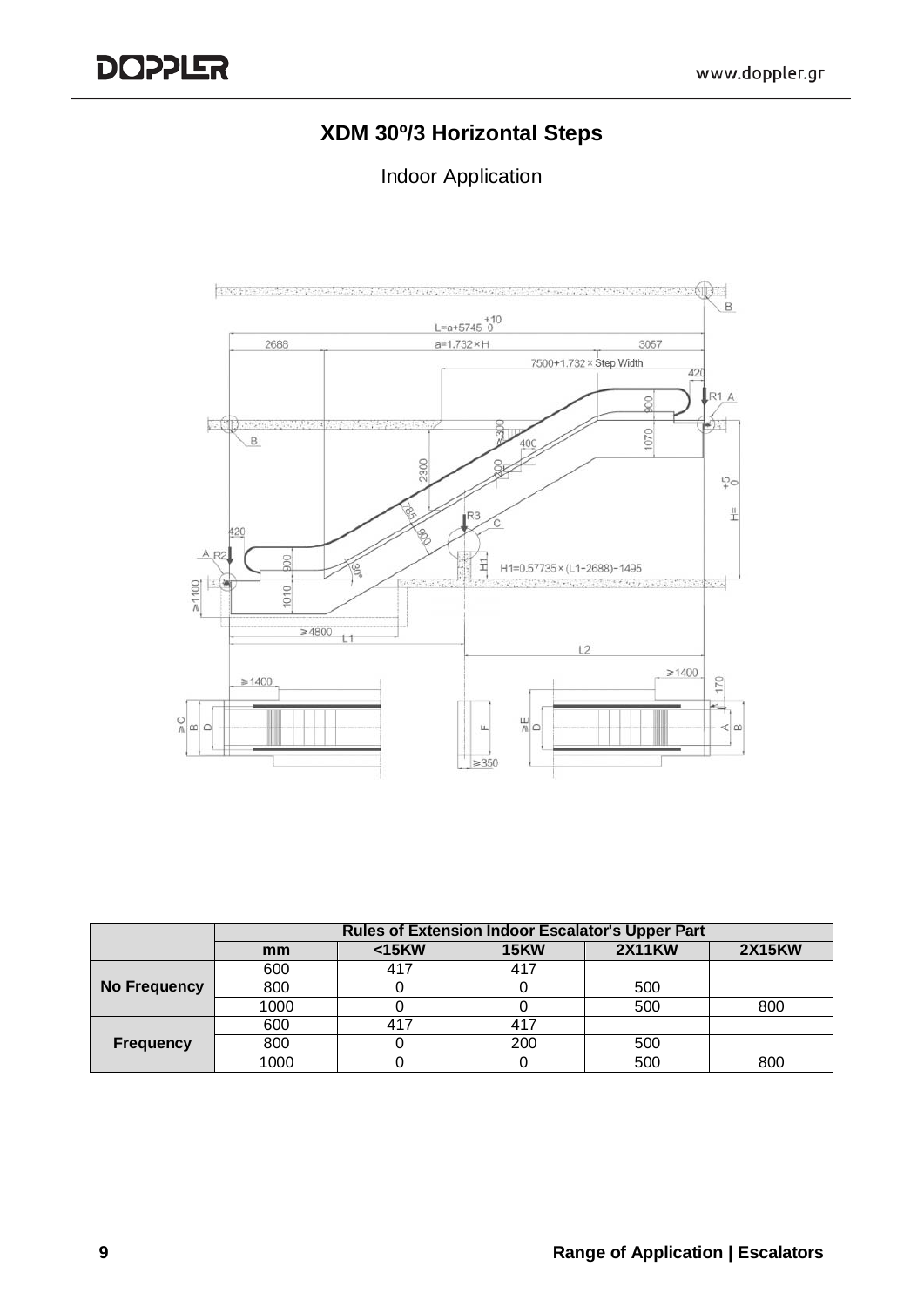# XDM 30º/3 Horizontal Steps

Indoor Application

| | Rules of Extension Indoor Escalator's Upper Part | | | | |
|---|---|---|---|---|---|
| | **mm** | **<15KW** | **15KW** | **2X11KW** | **2X15KW** |
| **No Frequency** | 600 | 417 | 417 | | |
| | 800 | 0 | 0 | 500 | |
| | 1000 | 0 | 0 | 500 | 800 |
| **Frequency** | 600 | 417 | 417 | | |
| | 800 | 0 | 200 | 500 | |
| | 1000 | 0 | 0 | 500 | 800 |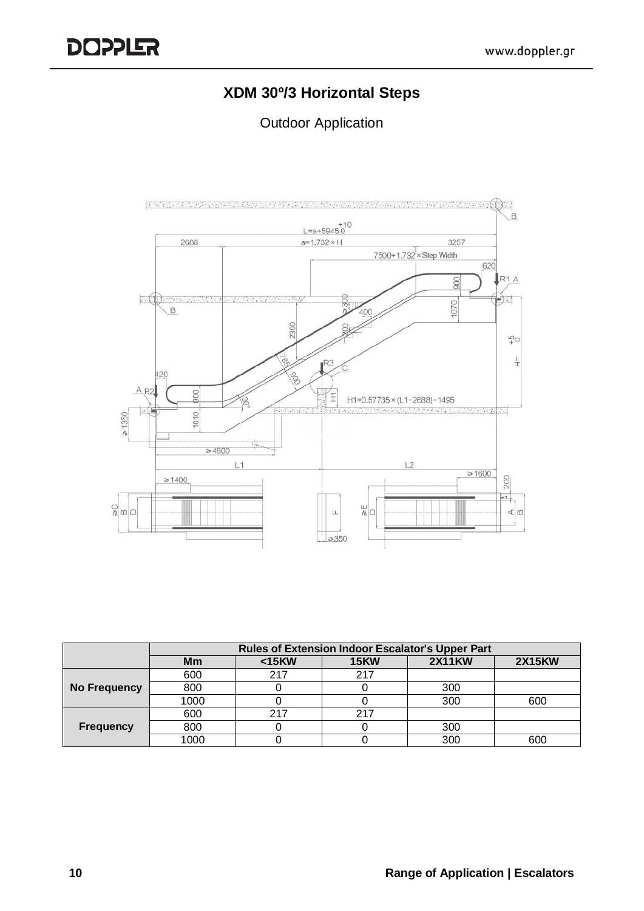## XDM 30º/3 Horizontal Steps

Outdoor Application

| | Rules of Extension Indoor Escalator's Upper Part | | | | |
|---|---|---|---|---|---|
| | **Mm** | **<15KW** | **15KW** | **2X11KW** | **2X15KW** |
| **No Frequency** | 600 | 217 | 217 | | |
| | 800 | 0 | 0 | 300 | |
| | 1000 | 0 | 0 | 300 | 600 |
| **Frequency** | 600 | 217 | 217 | | |
| | 800 | 0 | 0 | 300 | |
| | 1000 | 0 | 0 | 300 | 600 |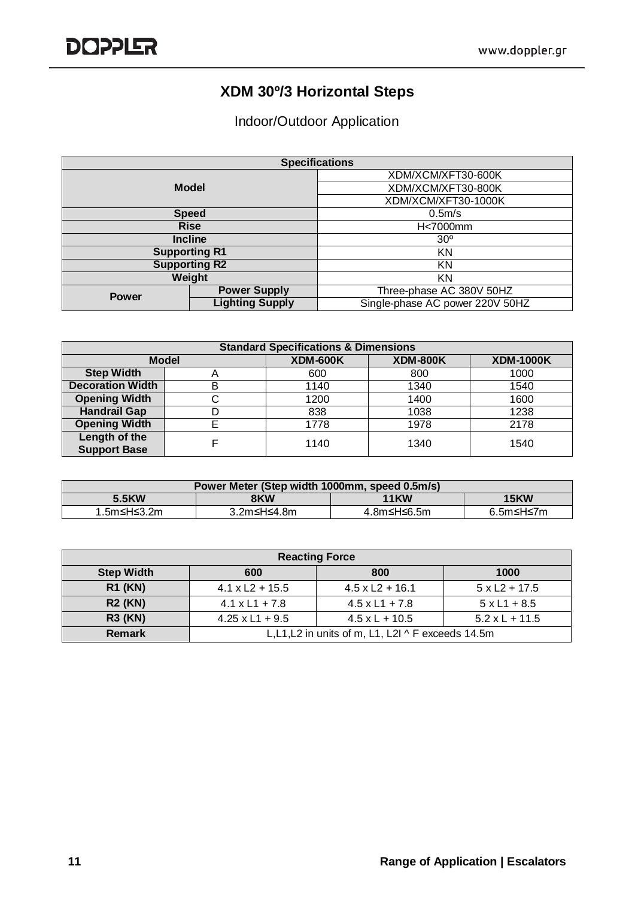# XDM 30º/3 Horizontal Steps

Indoor/Outdoor Application

| Specifications | | |
|---|---|---|
| Model | | XDM/XCM/XFT30-600K |
| | | XDM/XCM/XFT30-800K |
| | | XDM/XCM/XFT30-1000K |
| Speed | | 0.5m/s |
| Rise | | H<7000mm |
| Incline | | 30º |
| Supporting R1 | | KN |
| Supporting R2 | | KN |
| Weight | | KN |
| Power | Power Supply | Three-phase AC 380V 50HZ |
| | Lighting Supply | Single-phase AC power 220V 50HZ |

| Standard Specifications & Dimensions | | | | |
|---|---|---|---|---|
| Model | | XDM-600K | XDM-800K | XDM-1000K |
| Step Width | A | 600 | 800 | 1000 |
| Decoration Width | B | 1140 | 1340 | 1540 |
| Opening Width | C | 1200 | 1400 | 1600 |
| Handrail Gap | D | 838 | 1038 | 1238 |
| Opening Width | E | 1778 | 1978 | 2178 |
| Length of the Support Base | F | 1140 | 1340 | 1540 |

| Power Meter (Step width 1000mm, speed 0.5m/s) | | | |
|---|---|---|---|
| 5.5KW | 8KW | 11KW | 15KW |
| 1.5m≤H≤3.2m | 3.2m≤H≤4.8m | 4.8m≤H≤6.5m | 6.5m≤H≤7m |

| Reacting Force | | | |
|---|---|---|---|
| Step Width | 600 | 800 | 1000 |
| R1 (KN) | 4.1 x L2 + 15.5 | 4.5 x L2 + 16.1 | 5 x L2 + 17.5 |
| R2 (KN) | 4.1 x L1 + 7.8 | 4.5 x L1 + 7.8 | 5 x L1 + 8.5 |
| R3 (KN) | 4.25 x L1 + 9.5 | 4.5 x L + 10.5 | 5.2 x L + 11.5 |
| Remark | L,L1,L2 in units of m, L1, L2l ^ F exceeds 14.5m | | |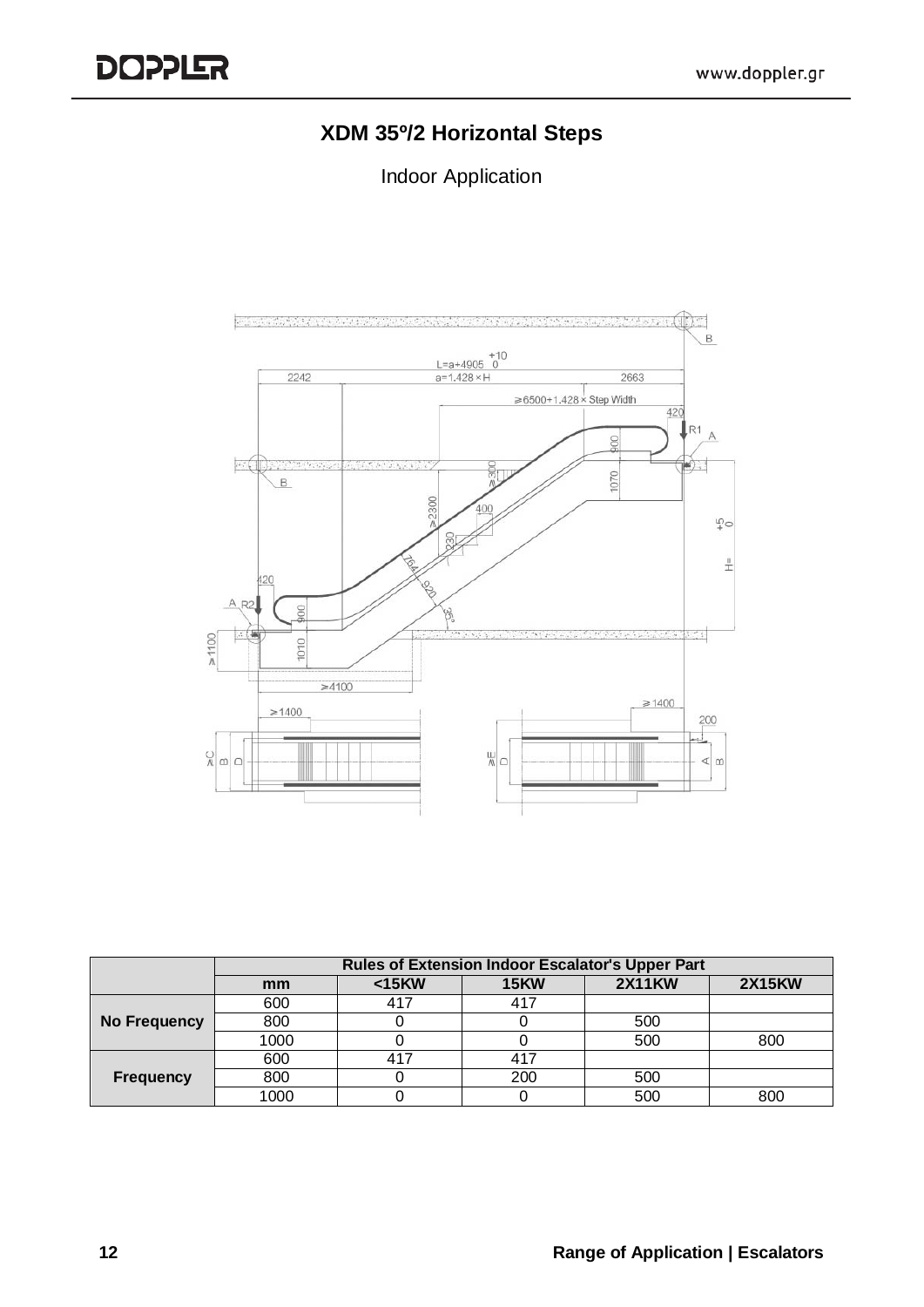## XDM 35º/2 Horizontal Steps

Indoor Application

| | Rules of Extension Indoor Escalator's Upper Part | | | | |
|---|---|---|---|---|---|
| | **mm** | **<15KW** | **15KW** | **2X11KW** | **2X15KW** |
| **No Frequency** | 600 | 417 | 417 | | |
| | 800 | 0 | 0 | 500 | |
| | 1000 | 0 | 0 | 500 | 800 |
| **Frequency** | 600 | 417 | 417 | | |
| | 800 | 0 | 200 | 500 | |
| | 1000 | 0 | 0 | 500 | 800 |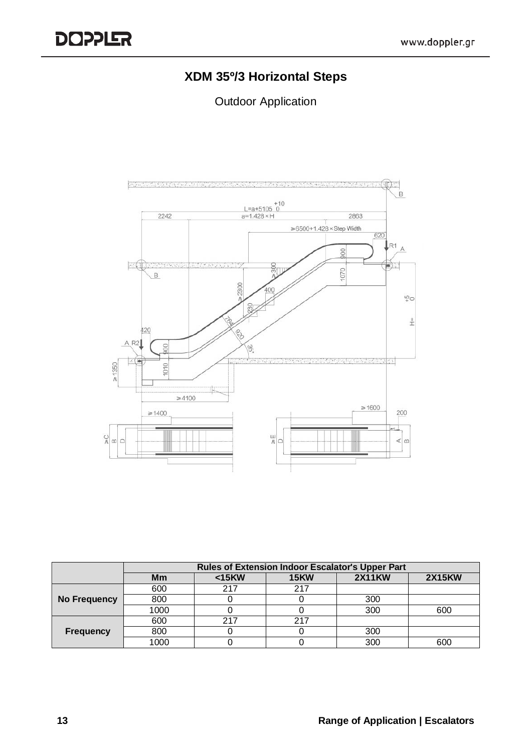# XDM 35º/3 Horizontal Steps

Outdoor Application

| | Rules of Extension Indoor Escalator's Upper Part | | | | |
|---|---|---|---|---|---|
| | **Mm** | **<15KW** | **15KW** | **2X11KW** | **2X15KW** |
| **No Frequency** | 600 | 217 | 217 | | |
| | 800 | 0 | 0 | 300 | |
| | 1000 | 0 | 0 | 300 | 600 |
| **Frequency** | 600 | 217 | 217 | | |
| | 800 | 0 | 0 | 300 | |
| | 1000 | 0 | 0 | 300 | 600 |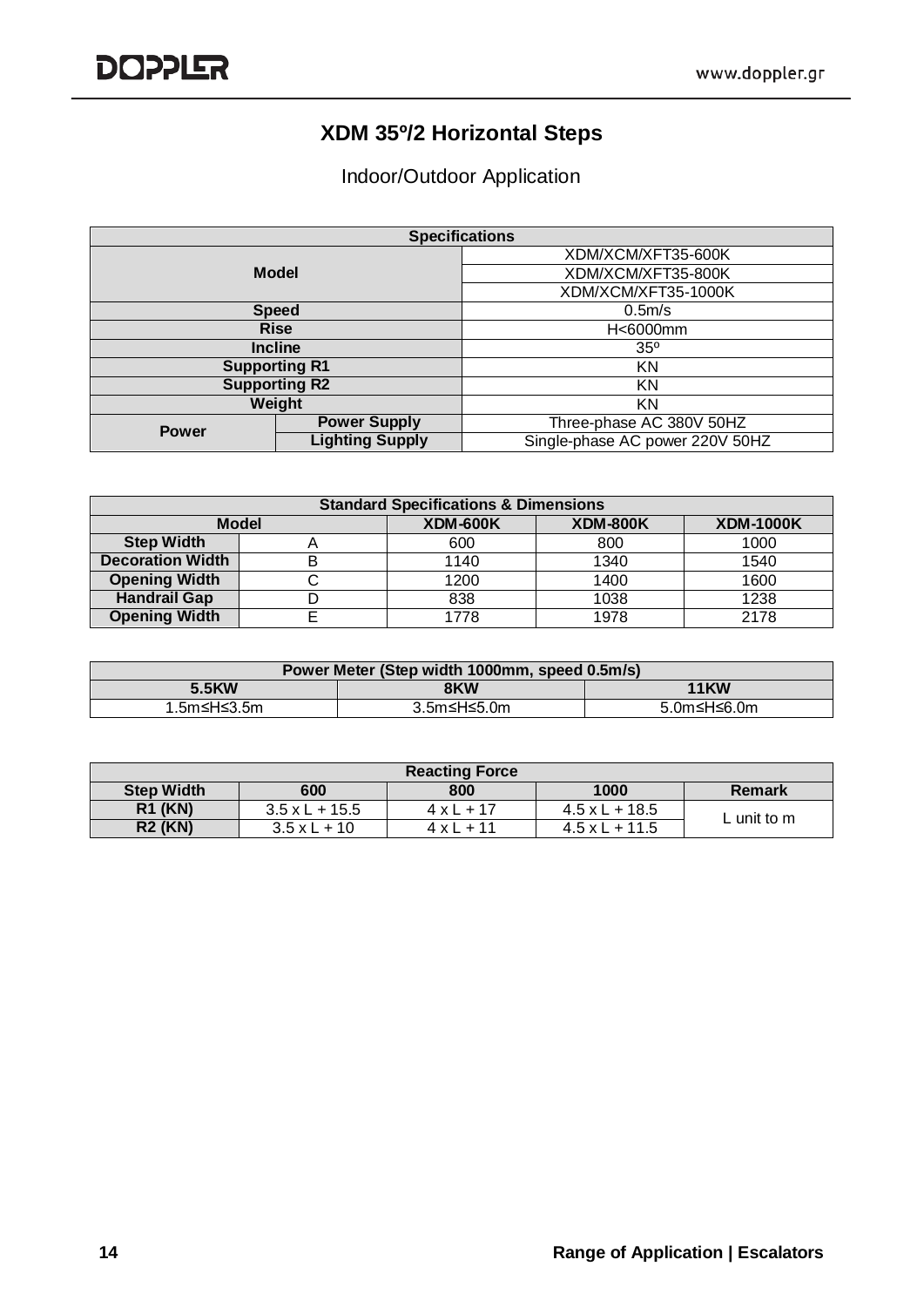# XDM 35º/2 Horizontal Steps

Indoor/Outdoor Application

| Specifications | | |
|---|---|---|
| Model | | XDM/XCM/XFT35-600K |
| | | XDM/XCM/XFT35-800K |
| | | XDM/XCM/XFT35-1000K |
| Speed | | 0.5m/s |
| Rise | | H<6000mm |
| Incline | | 35º |
| Supporting R1 | | KN |
| Supporting R2 | | KN |
| Weight | | KN |
| Power | Power Supply | Three-phase AC 380V 50HZ |
| | Lighting Supply | Single-phase AC power 220V 50HZ |

| Standard Specifications & Dimensions | | | | |
|---|---|---|---|---|
| Model | | XDM-600K | XDM-800K | XDM-1000K |
| Step Width | A | 600 | 800 | 1000 |
| Decoration Width | B | 1140 | 1340 | 1540 |
| Opening Width | C | 1200 | 1400 | 1600 |
| Handrail Gap | D | 838 | 1038 | 1238 |
| Opening Width | E | 1778 | 1978 | 2178 |

| Power Meter (Step width 1000mm, speed 0.5m/s) | | |
|---|---|---|
| 5.5KW | 8KW | 11KW |
| 1.5m≤H≤3.5m | 3.5m≤H≤5.0m | 5.0m≤H≤6.0m |

| Reacting Force | | | | |
|---|---|---|---|---|
| Step Width | 600 | 800 | 1000 | Remark |
| R1 (KN) | 3.5 x L + 15.5 | 4 x L + 17 | 4.5 x L + 18.5 | L unit to m |
| R2 (KN) | 3.5 x L + 10 | 4 x L + 11 | 4.5 x L + 11.5 | |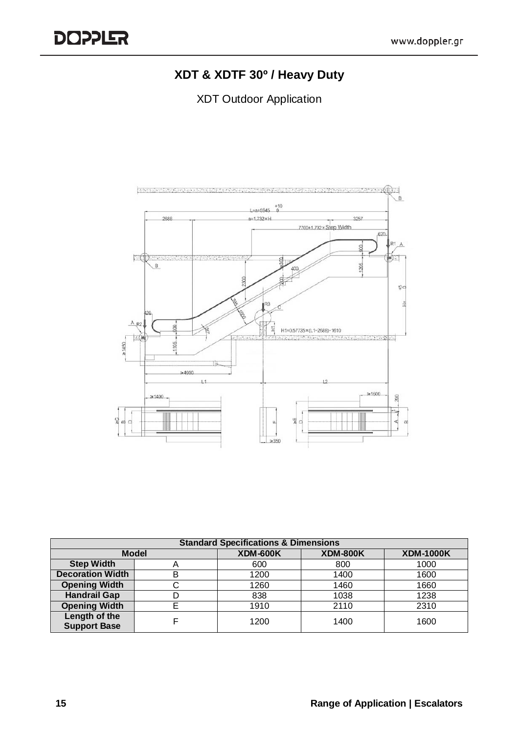# XDT & XDTF 30º / Heavy Duty

XDT Outdoor Application

| Standard Specifications & Dimensions | | | | |
|---|---|---|---|---|
| **Model** | | **XDM-600K** | **XDM-800K** | **XDM-1000K** |
| **Step Width** | A | 600 | 800 | 1000 |
| **Decoration Width** | B | 1200 | 1400 | 1600 |
| **Opening Width** | C | 1260 | 1460 | 1660 |
| **Handrail Gap** | D | 838 | 1038 | 1238 |
| **Opening Width** | E | 1910 | 2110 | 2310 |
| **Length of the Support Base** | F | 1200 | 1400 | 1600 |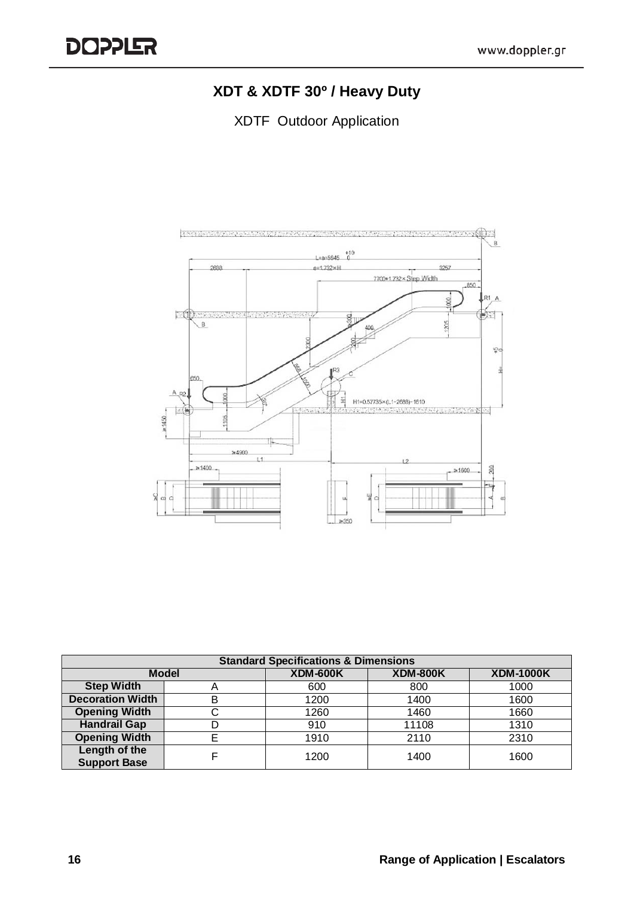# XDT & XDTF 30º / Heavy Duty

XDTF Outdoor Application

| Standard Specifications & Dimensions | | | | |
|---|---|---|---|---|
| **Model** | | **XDM-600K** | **XDM-800K** | **XDM-1000K** |
| **Step Width** | A | 600 | 800 | 1000 |
| **Decoration Width** | B | 1200 | 1400 | 1600 |
| **Opening Width** | C | 1260 | 1460 | 1660 |
| **Handrail Gap** | D | 910 | 11108 | 1310 |
| **Opening Width** | E | 1910 | 2110 | 2310 |
| **Length of the Support Base** | F | 1200 | 1400 | 1600 |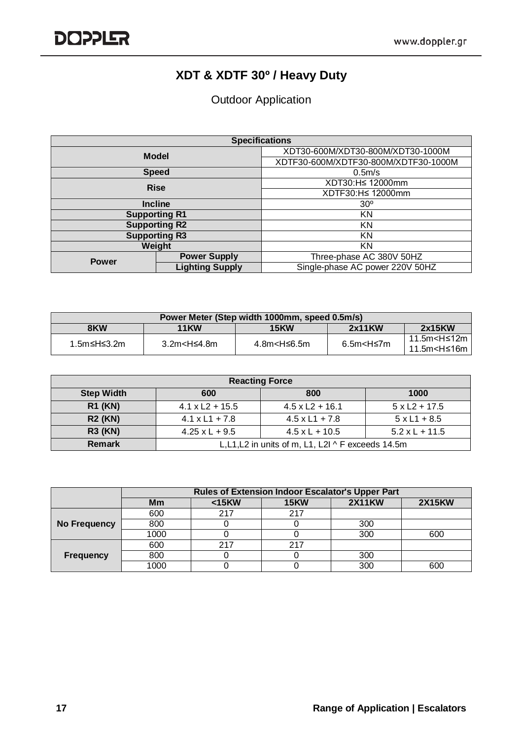# XDT & XDTF 30º / Heavy Duty

Outdoor Application

| Specifications | | |
|---|---|---|
| Model | | XDT30-600M/XDT30-800M/XDT30-1000M |
| | | XDTF30-600M/XDTF30-800M/XDTF30-1000M |
| Speed | | 0.5m/s |
| Rise | | XDT30:H≤ 12000mm |
| | | XDTF30:H≤ 12000mm |
| Incline | | 30º |
| Supporting R1 | | KN |
| Supporting R2 | | KN |
| Supporting R3 | | KN |
| Weight | | KN |
| Power | Power Supply | Three-phase AC 380V 50HZ |
| | Lighting Supply | Single-phase AC power 220V 50HZ |

| Power Meter (Step width 1000mm, speed 0.5m/s) | | | | |
|---|---|---|---|---|
| 8KW | 11KW | 15KW | 2x11KW | 2x15KW |
| 1.5m≤H≤3.2m | 3.2m<H≤4.8m | 4.8m<H≤6.5m | 6.5m<H≤7m | 11.5m<H≤12m<br>11.5m<H≤16m |

| Reacting Force | | | |
|---|---|---|---|
| Step Width | 600 | 800 | 1000 |
| R1 (KN) | 4.1 x L2 + 15.5 | 4.5 x L2 + 16.1 | 5 x L2 + 17.5 |
| R2 (KN) | 4.1 x L1 + 7.8 | 4.5 x L1 + 7.8 | 5 x L1 + 8.5 |
| R3 (KN) | 4.25 x L + 9.5 | 4.5 x L + 10.5 | 5.2 x L + 11.5 |
| Remark | L,L1,L2 in units of m, L1, L2l ^ F exceeds 14.5m | | |

| | Rules of Extension Indoor Escalator's Upper Part | | | | |
|---|---|---|---|---|---|
| | Mm | <15KW | 15KW | 2X11KW | 2X15KW |
| No Frequency | 600 | 217 | 217 | | |
| | 800 | 0 | 0 | 300 | |
| | 1000 | 0 | 0 | 300 | 600 |
| Frequency | 600 | 217 | 217 | | |
| | 800 | 0 | 0 | 300 | |
| | 1000 | 0 | 0 | 300 | 600 |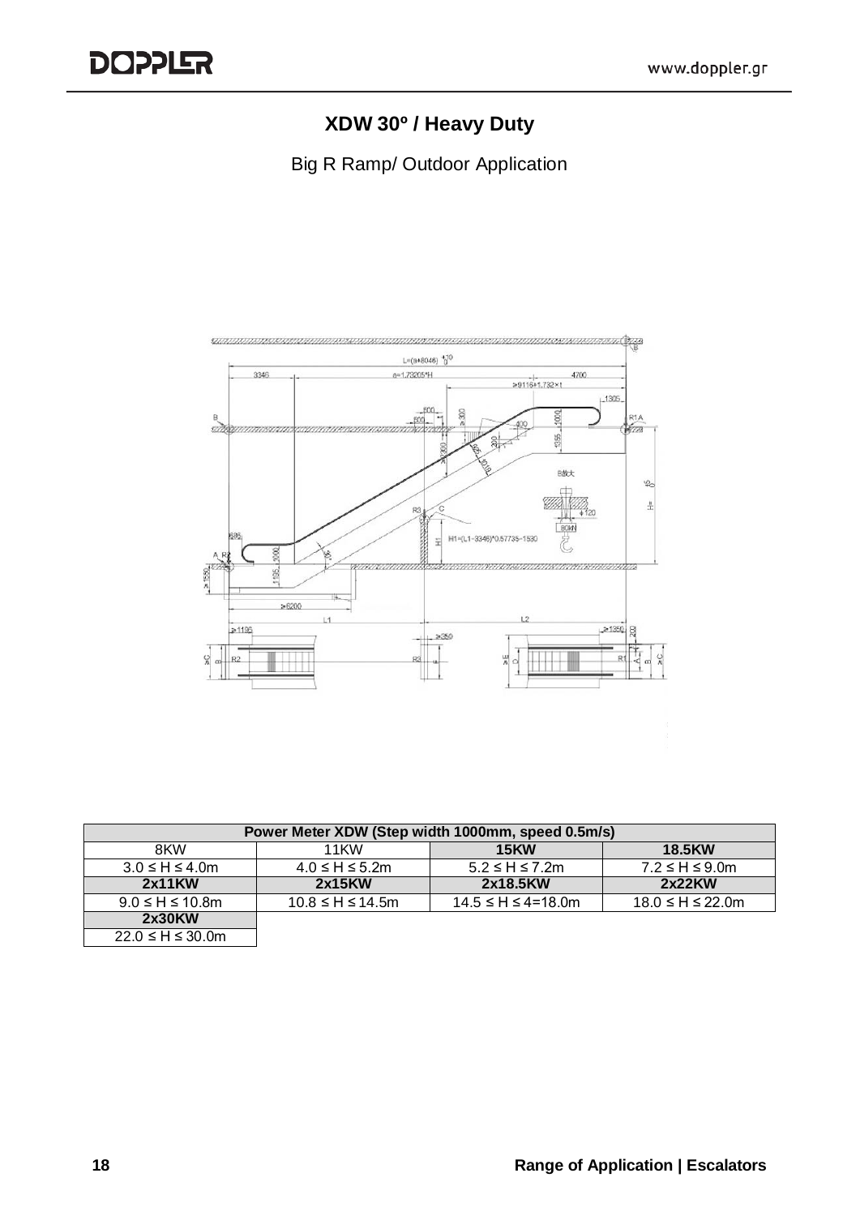# XDW 30º / Heavy Duty

Big R Ramp/ Outdoor Application

| Power Meter XDW (Step width 1000mm, speed 0.5m/s) | | | |
|---|---|---|---|
| 8KW | 11KW | **15KW** | **18.5KW** |
| 3.0 ≤ H ≤ 4.0m | 4.0 ≤ H ≤ 5.2m | 5.2 ≤ H ≤ 7.2m | 7.2 ≤ H ≤ 9.0m |
| **2x11KW** | **2x15KW** | **2x18.5KW** | **2x22KW** |
| 9.0 ≤ H ≤ 10.8m | 10.8 ≤ H ≤ 14.5m | 14.5 ≤ H ≤ 4=18.0m | 18.0 ≤ H ≤ 22.0m |
| **2x30KW** | | | |
| 22.0 ≤ H ≤ 30.0m | | | |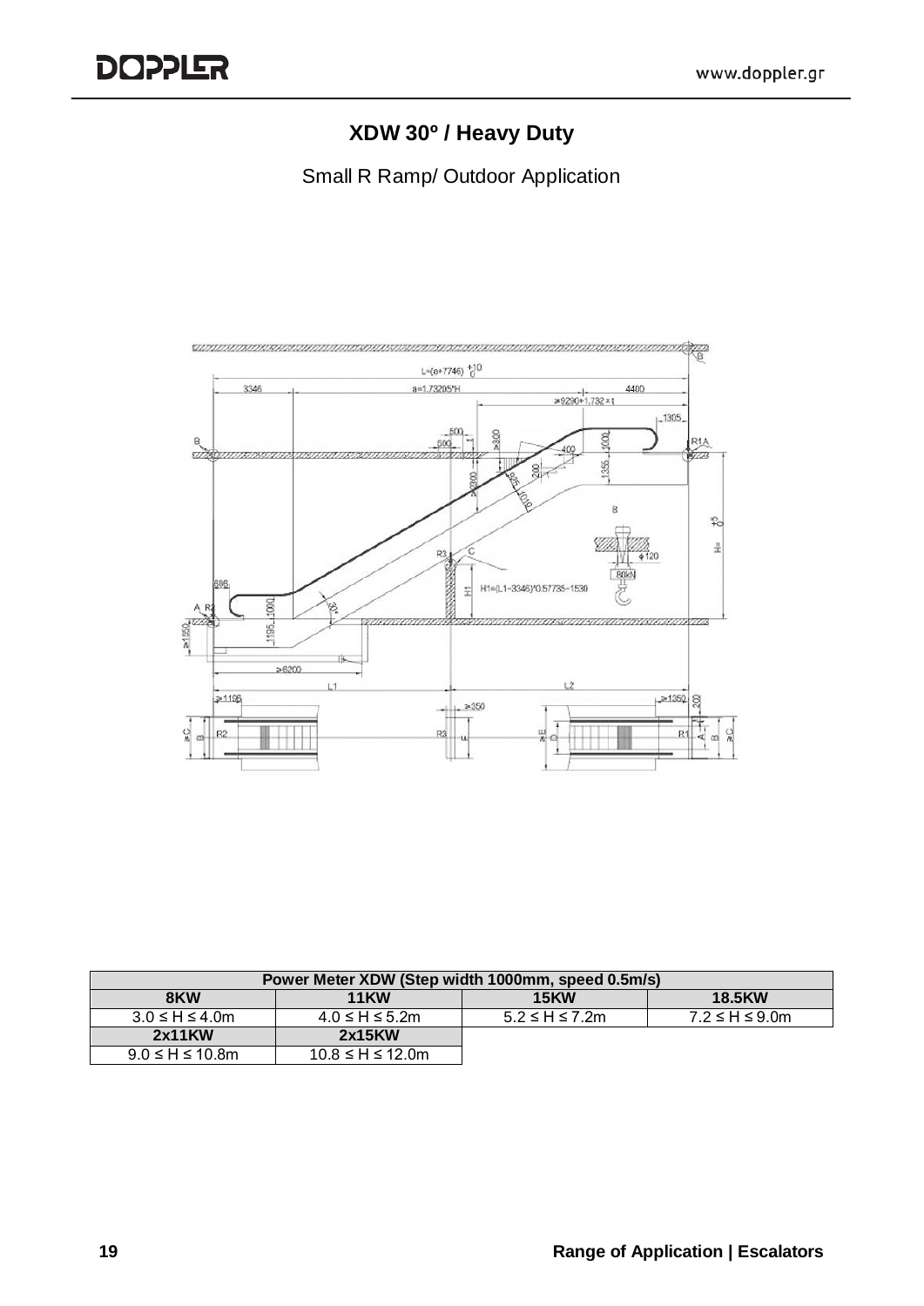## XDW 30º / Heavy Duty

Small R Ramp/ Outdoor Application

| Power Meter XDW (Step width 1000mm, speed 0.5m/s) | | | |
|---|---|---|---|
| **8KW** | **11KW** | **15KW** | **18.5KW** |
| 3.0 ≤ H ≤ 4.0m | 4.0 ≤ H ≤ 5.2m | 5.2 ≤ H ≤ 7.2m | 7.2 ≤ H ≤ 9.0m |
| **2x11KW** | **2x15KW** | | |
| 9.0 ≤ H ≤ 10.8m | 10.8 ≤ H ≤ 12.0m | | |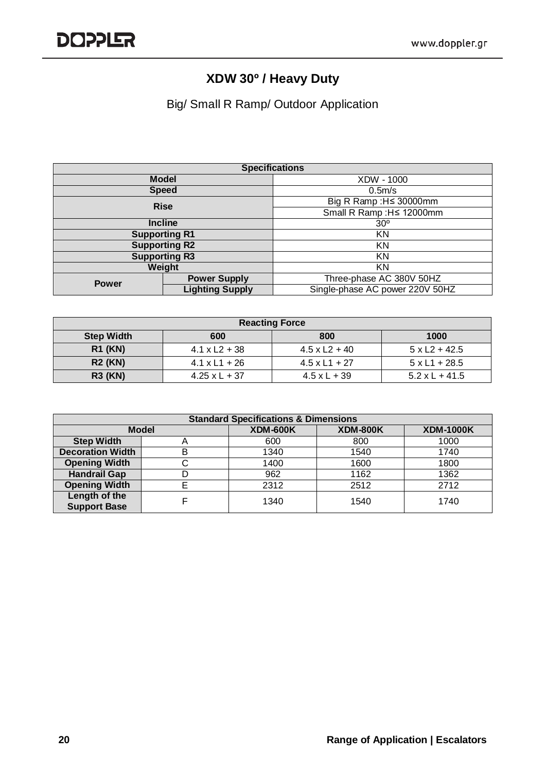# XDW 30º / Heavy Duty

Big/ Small R Ramp/ Outdoor Application

| Specifications | | |
|---|---|---|
| **Model** | | XDW - 1000 |
| **Speed** | | 0.5m/s |
| **Rise** | | Big R Ramp :H≤ 30000mm |
| | | Small R Ramp :H≤ 12000mm |
| **Incline** | | 30º |
| **Supporting R1** | | KN |
| **Supporting R2** | | KN |
| **Supporting R3** | | KN |
| **Weight** | | KN |
| **Power** | **Power Supply** | Three-phase AC 380V 50HZ |
| | **Lighting Supply** | Single-phase AC power 220V 50HZ |

| Reacting Force | | | |
|---|---|---|---|
| **Step Width** | **600** | **800** | **1000** |
| **R1 (KN)** | 4.1 x L2 + 38 | 4.5 x L2 + 40 | 5 x L2 + 42.5 |
| **R2 (KN)** | 4.1 x L1 + 26 | 4.5 x L1 + 27 | 5 x L1 + 28.5 |
| **R3 (KN)** | 4.25 x L + 37 | 4.5 x L + 39 | 5.2 x L + 41.5 |

| Standard Specifications & Dimensions | | | | |
|---|---|---|---|---|
| **Model** | | **XDM-600K** | **XDM-800K** | **XDM-1000K** |
| **Step Width** | A | 600 | 800 | 1000 |
| **Decoration Width** | B | 1340 | 1540 | 1740 |
| **Opening Width** | C | 1400 | 1600 | 1800 |
| **Handrail Gap** | D | 962 | 1162 | 1362 |
| **Opening Width** | E | 2312 | 2512 | 2712 |
| **Length of the Support Base** | F | 1340 | 1540 | 1740 |